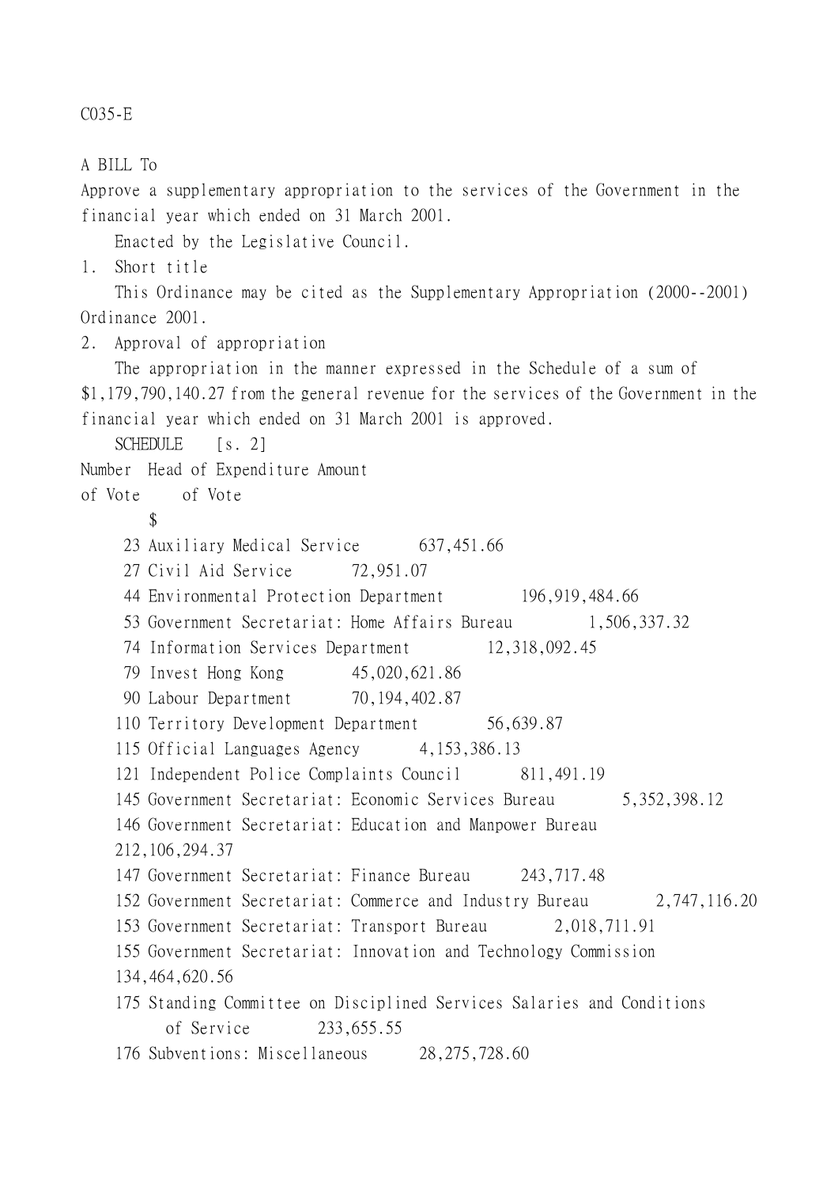C035-E

A BILL To
Approve a supplementary appropriation to the services of the Government in the financial year which ended on 31 March 2001.

Enacted by the Legislative Council.

1. Short title

This Ordinance may be cited as the Supplementary Appropriation (2000--2001) Ordinance 2001.

2. Approval of appropriation

The appropriation in the manner expressed in the Schedule of a sum of $1,179,790,140.27 from the general revenue for the services of the Government in the financial year which ended on 31 March 2001 is approved.

SCHEDULE [s. 2]

| Number of Vote | Head of Expenditure of Vote | Amount $ |
|---|---|---|
| 23 | Auxiliary Medical Service | 637,451.66 |
| 27 | Civil Aid Service | 72,951.07 |
| 44 | Environmental Protection Department | 196,919,484.66 |
| 53 | Government Secretariat: Home Affairs Bureau | 1,506,337.32 |
| 74 | Information Services Department | 12,318,092.45 |
| 79 | Invest Hong Kong | 45,020,621.86 |
| 90 | Labour Department | 70,194,402.87 |
| 110 | Territory Development Department | 56,639.87 |
| 115 | Official Languages Agency | 4,153,386.13 |
| 121 | Independent Police Complaints Council | 811,491.19 |
| 145 | Government Secretariat: Economic Services Bureau | 5,352,398.12 |
| 146 | Government Secretariat: Education and Manpower Bureau | 212,106,294.37 |
| 147 | Government Secretariat: Finance Bureau | 243,717.48 |
| 152 | Government Secretariat: Commerce and Industry Bureau | 2,747,116.20 |
| 153 | Government Secretariat: Transport Bureau | 2,018,711.91 |
| 155 | Government Secretariat: Innovation and Technology Commission | 134,464,620.56 |
| 175 | Standing Committee on Disciplined Services Salaries and Conditions of Service | 233,655.55 |
| 176 | Subventions: Miscellaneous | 28,275,728.60 |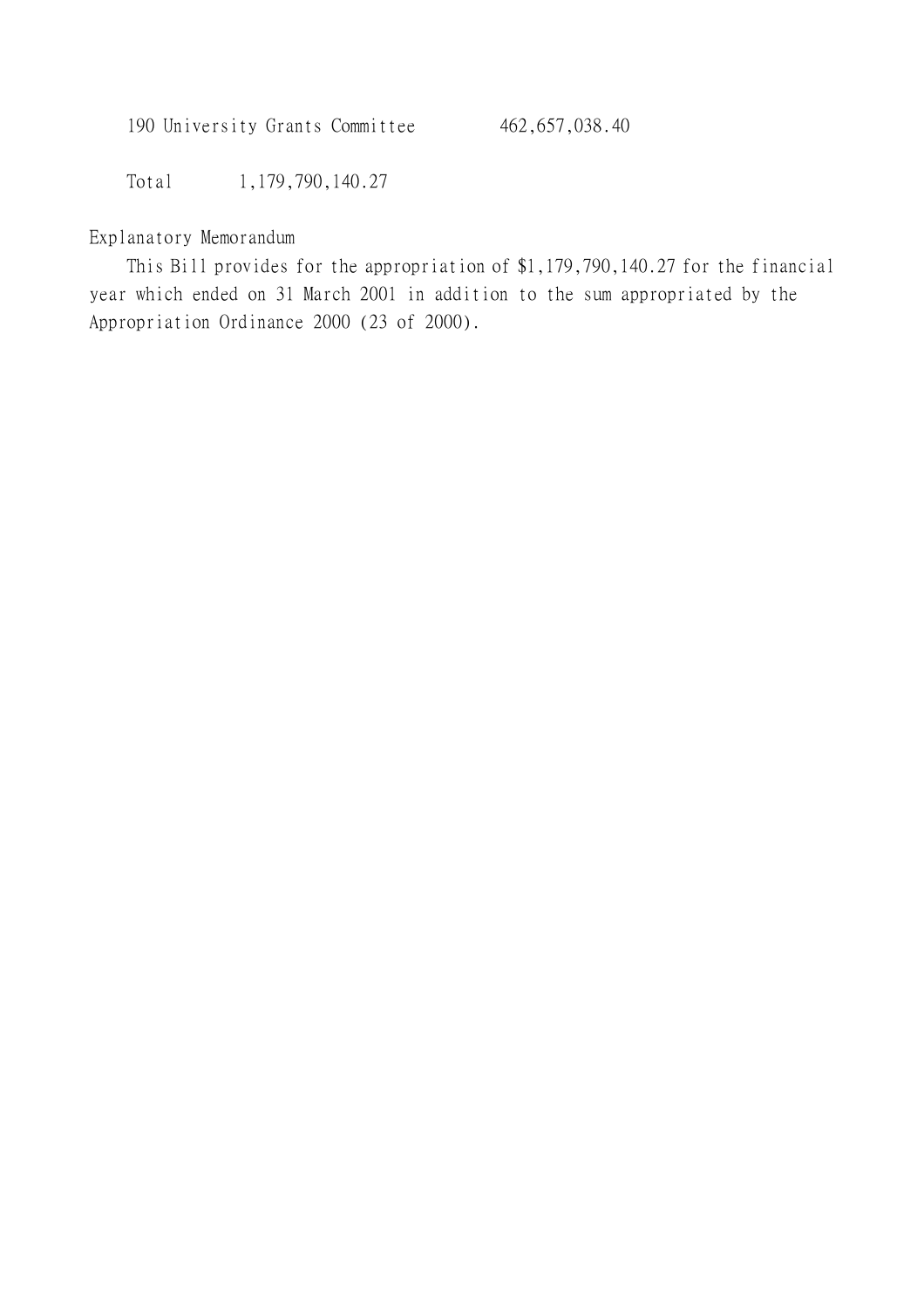| | |
|---|---|
| 190 University Grants Committee | 462,657,038.40 |
| Total | 1,179,790,140.27 |

Explanatory Memorandum

This Bill provides for the appropriation of $1,179,790,140.27 for the financial year which ended on 31 March 2001 in addition to the sum appropriated by the Appropriation Ordinance 2000 (23 of 2000).